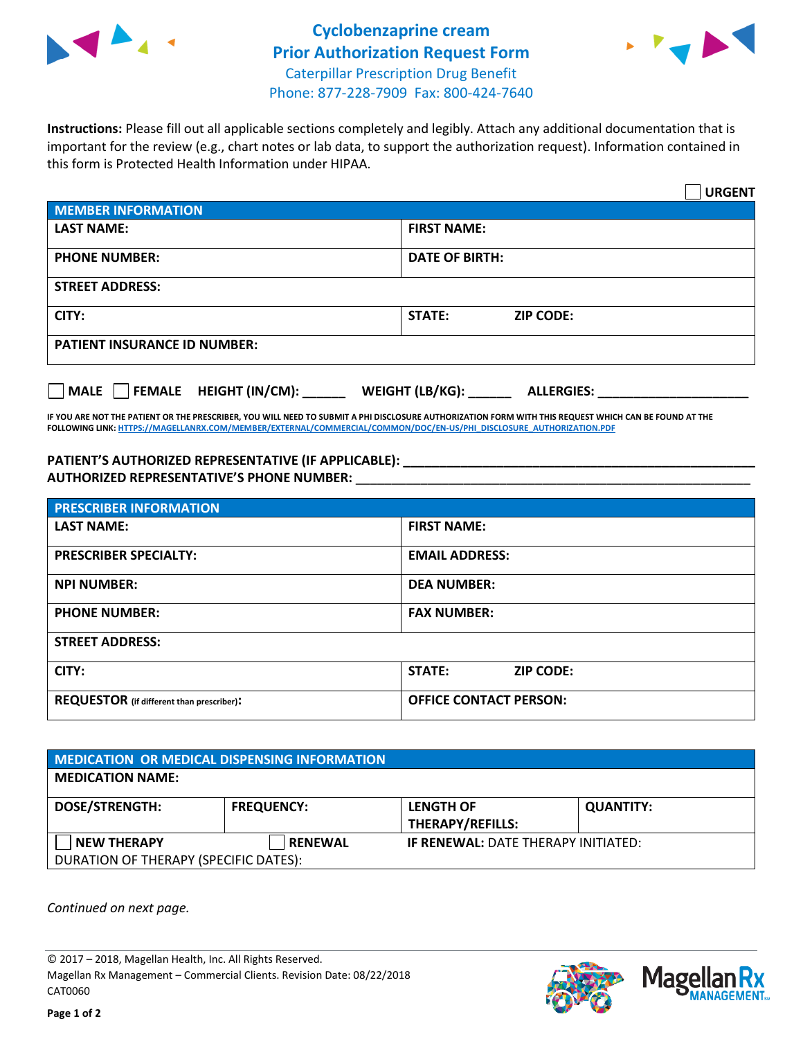# Cyclobenzaprine cream
## Prior Authorization Request Form
Caterpillar Prescription Drug Benefit
Phone: 877-228-7909 Fax: 800-424-7640

**Instructions:** Please fill out all applicable sections completely and legibly. Attach any additional documentation that is important for the review (e.g., chart notes or lab data, to support the authorization request). Information contained in this form is Protected Health Information under HIPAA.

☐ **URGENT**

| **MEMBER INFORMATION** | |
|---|---|
| **LAST NAME:** | **FIRST NAME:** |
| **PHONE NUMBER:** | **DATE OF BIRTH:** |
| **STREET ADDRESS:** | |
| **CITY:** | **STATE:** **ZIP CODE:** |
| **PATIENT INSURANCE ID NUMBER:** | |

☐ **MALE** ☐ **FEMALE** **HEIGHT (IN/CM):** ______ **WEIGHT (LB/KG):** ______ **ALLERGIES:** ____________________

**IF YOU ARE NOT THE PATIENT OR THE PRESCRIBER, YOU WILL NEED TO SUBMIT A PHI DISCLOSURE AUTHORIZATION FORM WITH THIS REQUEST WHICH CAN BE FOUND AT THE FOLLOWING LINK: HTTPS://MAGELLANRX.COM/MEMBER/EXTERNAL/COMMERCIAL/COMMON/DOC/EN-US/PHI_DISCLOSURE_AUTHORIZATION.PDF**

**PATIENT'S AUTHORIZED REPRESENTATIVE (IF APPLICABLE):** ____________________________________________
**AUTHORIZED REPRESENTATIVE'S PHONE NUMBER:** ____________________________________________

| **PRESCRIBER INFORMATION** | |
|---|---|
| **LAST NAME:** | **FIRST NAME:** |
| **PRESCRIBER SPECIALTY:** | **EMAIL ADDRESS:** |
| **NPI NUMBER:** | **DEA NUMBER:** |
| **PHONE NUMBER:** | **FAX NUMBER:** |
| **STREET ADDRESS:** | |
| **CITY:** | **STATE:** **ZIP CODE:** |
| **REQUESTOR** (if different than prescriber)**:** | **OFFICE CONTACT PERSON:** |

| **MEDICATION OR MEDICAL DISPENSING INFORMATION** | | | |
|---|---|---|---|
| **MEDICATION NAME:** | | | |
| **DOSE/STRENGTH:** | **FREQUENCY:** | **LENGTH OF THERAPY/REFILLS:** | **QUANTITY:** |
| ☐ **NEW THERAPY** | ☐ **RENEWAL** | **IF RENEWAL:** DATE THERAPY INITIATED: | |
| DURATION OF THERAPY (SPECIFIC DATES): | | | |

*Continued on next page.*

© 2017 – 2018, Magellan Health, Inc. All Rights Reserved.
Magellan Rx Management – Commercial Clients. Revision Date: 08/22/2018
CAT0060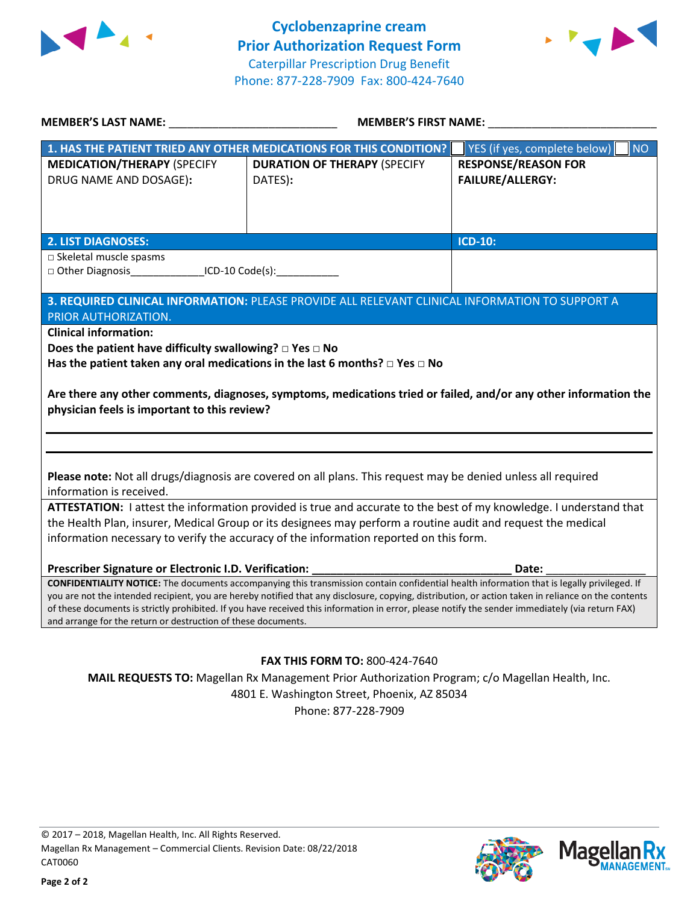# Cyclobenzaprine cream
# Prior Authorization Request Form

Caterpillar Prescription Drug Benefit
Phone: 877-228-7909 Fax: 800-424-7640

**MEMBER'S LAST NAME:** ___________________________ **MEMBER'S FIRST NAME:** ___________________________

| **1. HAS THE PATIENT TRIED ANY OTHER MEDICATIONS FOR THIS CONDITION?** | | ☐ YES (if yes, complete below) ☐ NO |
|---|---|---|
| **MEDICATION/THERAPY** (SPECIFY DRUG NAME AND DOSAGE): | **DURATION OF THERAPY** (SPECIFY DATES): | **RESPONSE/REASON FOR FAILURE/ALLERGY:** |
| | | |

| **2. LIST DIAGNOSES:** | **ICD-10:** |
|---|---|
| □ Skeletal muscle spasms<br>□ Other Diagnosis____________ICD-10 Code(s):___________ | |

**3. REQUIRED CLINICAL INFORMATION:** PLEASE PROVIDE ALL RELEVANT CLINICAL INFORMATION TO SUPPORT A PRIOR AUTHORIZATION.

**Clinical information:**

**Does the patient have difficulty swallowing? □ Yes □ No**

**Has the patient taken any oral medications in the last 6 months? □ Yes □ No**

**Are there any other comments, diagnoses, symptoms, medications tried or failed, and/or any other information the physician feels is important to this review?**

___________________________________________________________________________

___________________________________________________________________________

**Please note:** Not all drugs/diagnosis are covered on all plans. This request may be denied unless all required information is received.

**ATTESTATION:** I attest the information provided is true and accurate to the best of my knowledge. I understand that the Health Plan, insurer, Medical Group or its designees may perform a routine audit and request the medical information necessary to verify the accuracy of the information reported on this form.

**Prescriber Signature or Electronic I.D. Verification:** ________________________________ **Date:** ________________

**CONFIDENTIALITY NOTICE:** The documents accompanying this transmission contain confidential health information that is legally privileged. If you are not the intended recipient, you are hereby notified that any disclosure, copying, distribution, or action taken in reliance on the contents of these documents is strictly prohibited. If you have received this information in error, please notify the sender immediately (via return FAX) and arrange for the return or destruction of these documents.

**FAX THIS FORM TO:** 800-424-7640

**MAIL REQUESTS TO:** Magellan Rx Management Prior Authorization Program; c/o Magellan Health, Inc.
4801 E. Washington Street, Phoenix, AZ 85034
Phone: 877-228-7909

© 2017 – 2018, Magellan Health, Inc. All Rights Reserved.
Magellan Rx Management – Commercial Clients. Revision Date: 08/22/2018
CAT0060